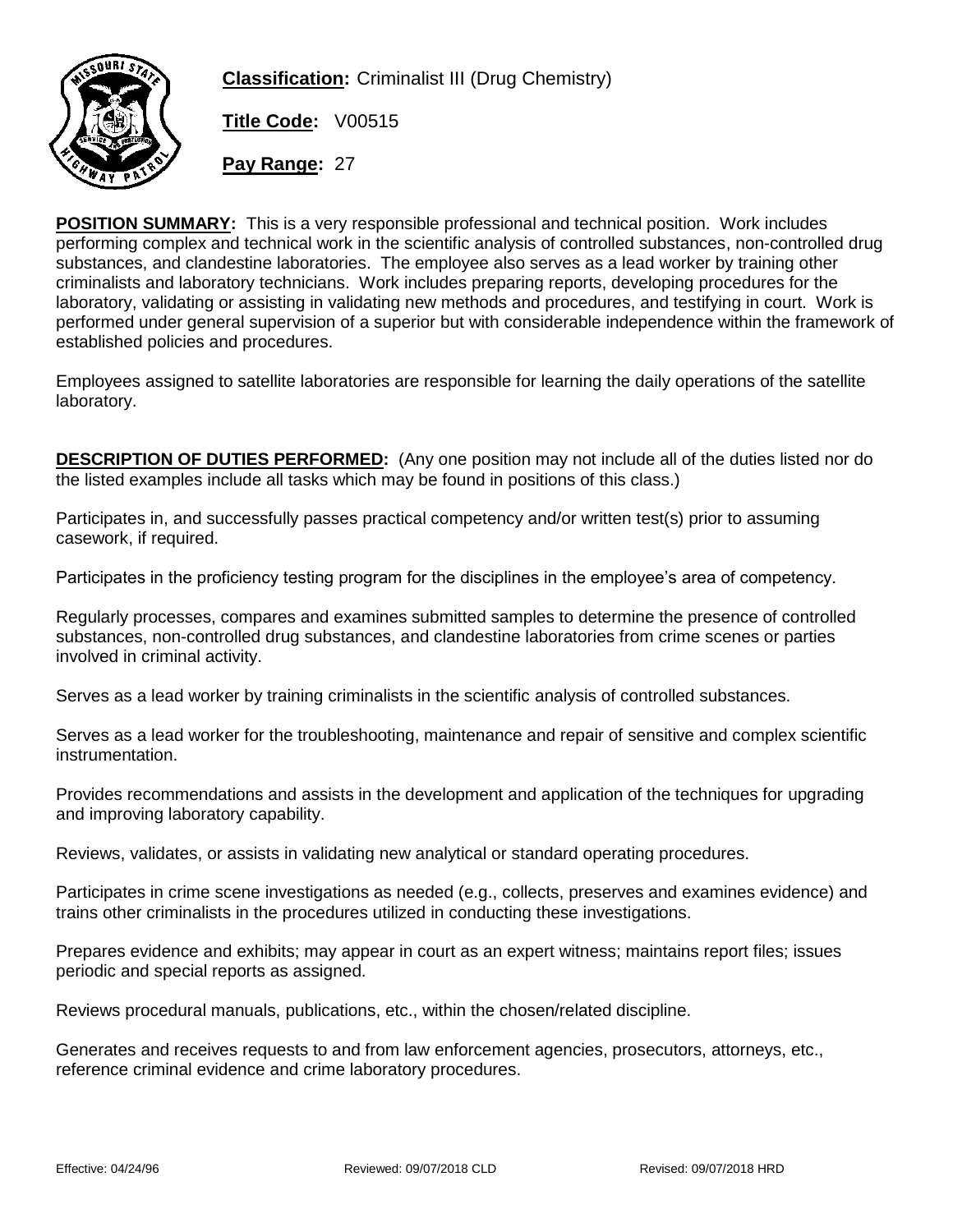**Classification:** Criminalist III (Drug Chemistry)

**Title Code:** V00515

**Pay Range:** 27

**POSITION SUMMARY:** This is a very responsible professional and technical position. Work includes performing complex and technical work in the scientific analysis of controlled substances, non-controlled drug substances, and clandestine laboratories. The employee also serves as a lead worker by training other criminalists and laboratory technicians. Work includes preparing reports, developing procedures for the laboratory, validating or assisting in validating new methods and procedures, and testifying in court. Work is performed under general supervision of a superior but with considerable independence within the framework of established policies and procedures.

Employees assigned to satellite laboratories are responsible for learning the daily operations of the satellite laboratory.

**DESCRIPTION OF DUTIES PERFORMED:** (Any one position may not include all of the duties listed nor do the listed examples include all tasks which may be found in positions of this class.)

Participates in, and successfully passes practical competency and/or written test(s) prior to assuming casework, if required.

Participates in the proficiency testing program for the disciplines in the employee's area of competency.

Regularly processes, compares and examines submitted samples to determine the presence of controlled substances, non-controlled drug substances, and clandestine laboratories from crime scenes or parties involved in criminal activity.

Serves as a lead worker by training criminalists in the scientific analysis of controlled substances.

Serves as a lead worker for the troubleshooting, maintenance and repair of sensitive and complex scientific instrumentation.

Provides recommendations and assists in the development and application of the techniques for upgrading and improving laboratory capability.

Reviews, validates, or assists in validating new analytical or standard operating procedures.

Participates in crime scene investigations as needed (e.g., collects, preserves and examines evidence) and trains other criminalists in the procedures utilized in conducting these investigations.

Prepares evidence and exhibits; may appear in court as an expert witness; maintains report files; issues periodic and special reports as assigned.

Reviews procedural manuals, publications, etc., within the chosen/related discipline.

Generates and receives requests to and from law enforcement agencies, prosecutors, attorneys, etc., reference criminal evidence and crime laboratory procedures.

Effective: 04/24/96 Reviewed: 09/07/2018 CLD Revised: 09/07/2018 HRD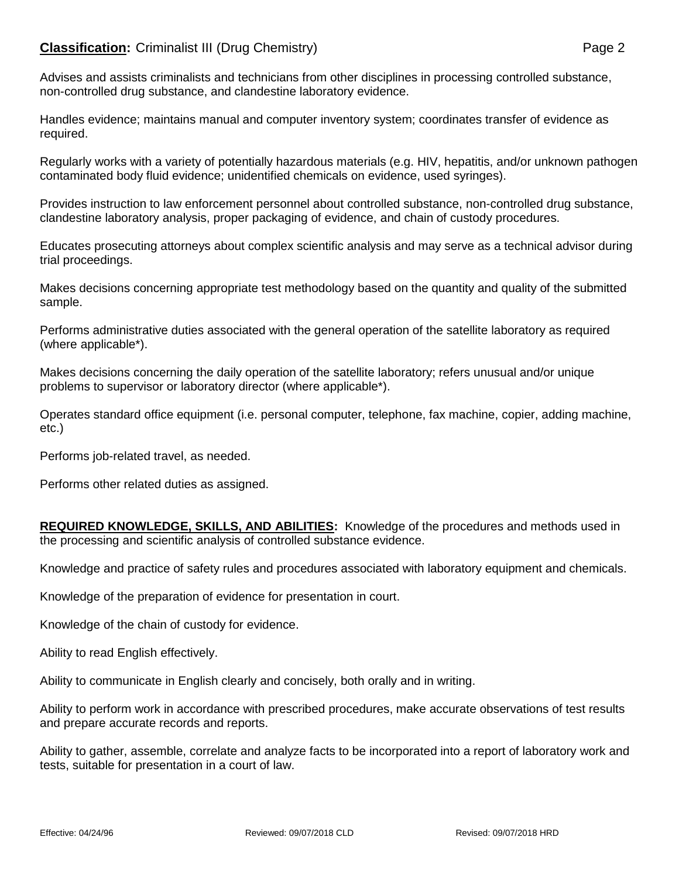**Classification:** Criminalist III (Drug Chemistry)

Advises and assists criminalists and technicians from other disciplines in processing controlled substance, non-controlled drug substance, and clandestine laboratory evidence.

Handles evidence; maintains manual and computer inventory system; coordinates transfer of evidence as required.

Regularly works with a variety of potentially hazardous materials (e.g. HIV, hepatitis, and/or unknown pathogen contaminated body fluid evidence; unidentified chemicals on evidence, used syringes).

Provides instruction to law enforcement personnel about controlled substance, non-controlled drug substance, clandestine laboratory analysis, proper packaging of evidence, and chain of custody procedures.

Educates prosecuting attorneys about complex scientific analysis and may serve as a technical advisor during trial proceedings.

Makes decisions concerning appropriate test methodology based on the quantity and quality of the submitted sample.

Performs administrative duties associated with the general operation of the satellite laboratory as required (where applicable*).

Makes decisions concerning the daily operation of the satellite laboratory; refers unusual and/or unique problems to supervisor or laboratory director (where applicable*).

Operates standard office equipment (i.e. personal computer, telephone, fax machine, copier, adding machine, etc.)

Performs job-related travel, as needed.

Performs other related duties as assigned.

**REQUIRED KNOWLEDGE, SKILLS, AND ABILITIES:** Knowledge of the procedures and methods used in the processing and scientific analysis of controlled substance evidence.

Knowledge and practice of safety rules and procedures associated with laboratory equipment and chemicals.

Knowledge of the preparation of evidence for presentation in court.

Knowledge of the chain of custody for evidence.

Ability to read English effectively.

Ability to communicate in English clearly and concisely, both orally and in writing.

Ability to perform work in accordance with prescribed procedures, make accurate observations of test results and prepare accurate records and reports.

Ability to gather, assemble, correlate and analyze facts to be incorporated into a report of laboratory work and tests, suitable for presentation in a court of law.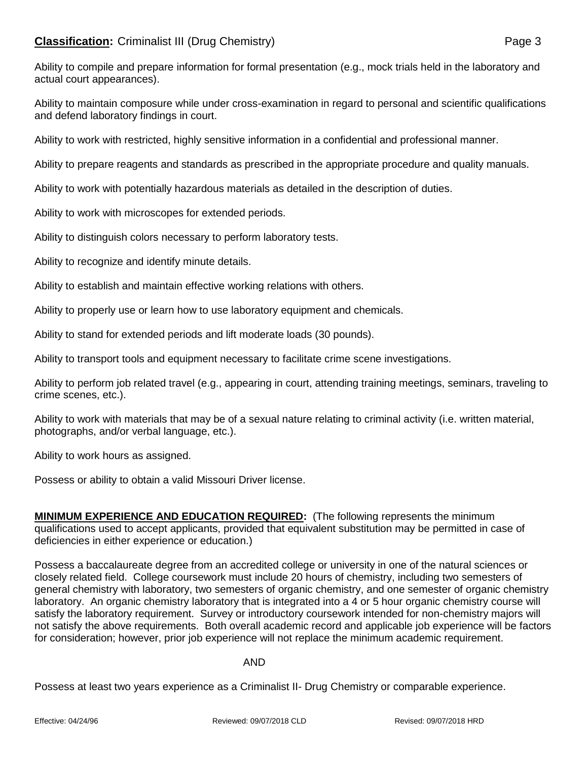Ability to compile and prepare information for formal presentation (e.g., mock trials held in the laboratory and actual court appearances).

Ability to maintain composure while under cross-examination in regard to personal and scientific qualifications and defend laboratory findings in court.

Ability to work with restricted, highly sensitive information in a confidential and professional manner.

Ability to prepare reagents and standards as prescribed in the appropriate procedure and quality manuals.

Ability to work with potentially hazardous materials as detailed in the description of duties.

Ability to work with microscopes for extended periods.

Ability to distinguish colors necessary to perform laboratory tests.

Ability to recognize and identify minute details.

Ability to establish and maintain effective working relations with others.

Ability to properly use or learn how to use laboratory equipment and chemicals.

Ability to stand for extended periods and lift moderate loads (30 pounds).

Ability to transport tools and equipment necessary to facilitate crime scene investigations.

Ability to perform job related travel (e.g., appearing in court, attending training meetings, seminars, traveling to crime scenes, etc.).

Ability to work with materials that may be of a sexual nature relating to criminal activity (i.e. written material, photographs, and/or verbal language, etc.).

Ability to work hours as assigned.

Possess or ability to obtain a valid Missouri Driver license.

**MINIMUM EXPERIENCE AND EDUCATION REQUIRED:** (The following represents the minimum qualifications used to accept applicants, provided that equivalent substitution may be permitted in case of deficiencies in either experience or education.)

Possess a baccalaureate degree from an accredited college or university in one of the natural sciences or closely related field. College coursework must include 20 hours of chemistry, including two semesters of general chemistry with laboratory, two semesters of organic chemistry, and one semester of organic chemistry laboratory. An organic chemistry laboratory that is integrated into a 4 or 5 hour organic chemistry course will satisfy the laboratory requirement. Survey or introductory coursework intended for non-chemistry majors will not satisfy the above requirements. Both overall academic record and applicable job experience will be factors for consideration; however, prior job experience will not replace the minimum academic requirement.

AND

Possess at least two years experience as a Criminalist II- Drug Chemistry or comparable experience.

Effective: 04/24/96 Reviewed: 09/07/2018 CLD Revised: 09/07/2018 HRD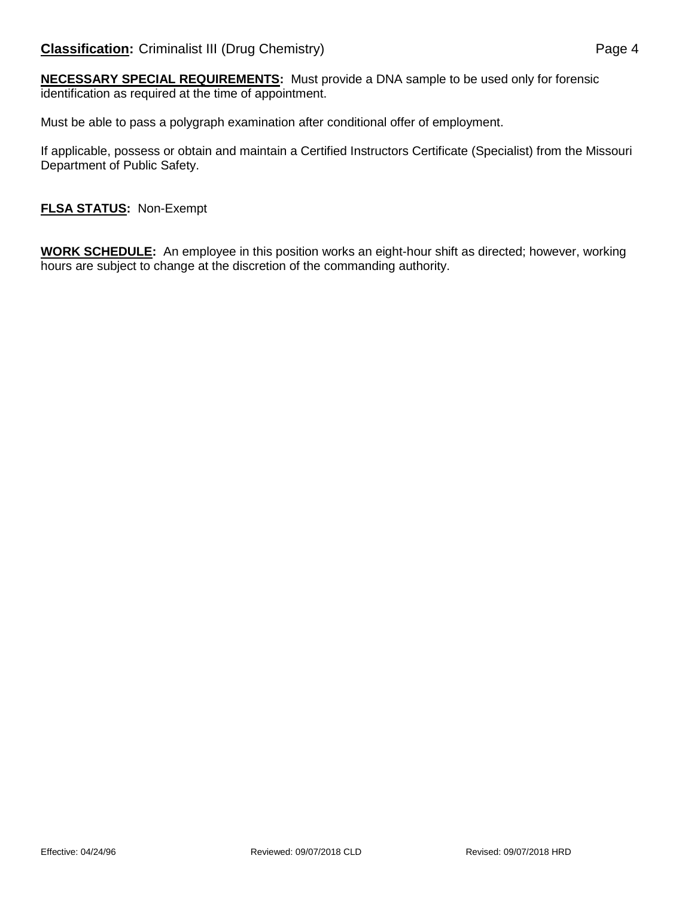**NECESSARY SPECIAL REQUIREMENTS:** Must provide a DNA sample to be used only for forensic identification as required at the time of appointment.

Must be able to pass a polygraph examination after conditional offer of employment.

If applicable, possess or obtain and maintain a Certified Instructors Certificate (Specialist) from the Missouri Department of Public Safety.

**FLSA STATUS:** Non-Exempt

**WORK SCHEDULE:** An employee in this position works an eight-hour shift as directed; however, working hours are subject to change at the discretion of the commanding authority.

Effective: 04/24/96 Reviewed: 09/07/2018 CLD Revised: 09/07/2018 HRD